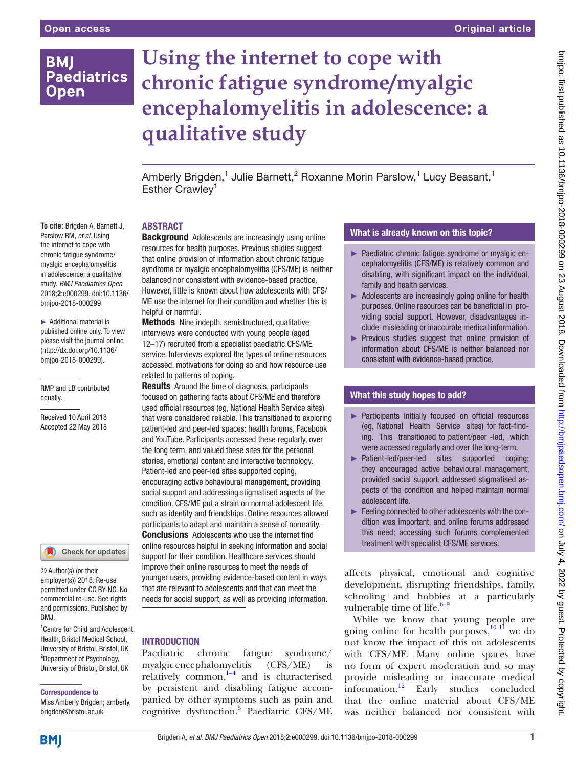Open access | Original article

# Using the internet to cope with chronic fatigue syndrome/myalgic encephalomyelitis in adolescence: a qualitative study

Amberly Brigden,[1] Julie Barnett,[2] Roxanne Morin Parslow,[1] Lucy Beasant,[1] Esther Crawley[1]

**To cite:** Brigden A, Barnett J, Parslow RM, *et al*. Using the internet to cope with chronic fatigue syndrome/myalgic encephalomyelitis in adolescence: a qualitative study. *BMJ Paediatrics Open* 2018;**2**:e000299. doi:10.1136/bmjpo-2018-000299

► Additional material is published online only. To view please visit the journal online (http://dx.doi.org/10.1136/bmjpo-2018-000299).

RMP and LB contributed equally.

Received 10 April 2018
Accepted 22 May 2018

© Author(s) (or their employer(s)) 2018. Re-use permitted under CC BY-NC. No commercial re-use. See rights and permissions. Published by BMJ.

[1]Centre for Child and Adolescent Health, Bristol Medical School, University of Bristol, Bristol, UK
[2]Department of Psychology, University of Bristol, Bristol, UK

**Correspondence to**
Miss Amberly Brigden; amberly.brigden@bristol.ac.uk

## ABSTRACT

**Background** Adolescents are increasingly using online resources for health purposes. Previous studies suggest that online provision of information about chronic fatigue syndrome or myalgic encephalomyelitis (CFS/ME) is neither balanced nor consistent with evidence-based practice. However, little is known about how adolescents with CFS/ME use the internet for their condition and whether this is helpful or harmful.

**Methods** Nine indepth, semistructured, qualitative interviews were conducted with young people (aged 12–17) recruited from a specialist paediatric CFS/ME service. Interviews explored the types of online resources accessed, motivations for doing so and how resource use related to patterns of coping.

**Results** Around the time of diagnosis, participants focused on gathering facts about CFS/ME and therefore used official resources (eg, National Health Service sites) that were considered reliable. This transitioned to exploring patient-led and peer-led spaces: health forums, Facebook and YouTube. Participants accessed these regularly, over the long term, and valued these sites for the personal stories, emotional content and interactive technology. Patient-led and peer-led sites supported coping, encouraging active behavioural management, providing social support and addressing stigmatised aspects of the condition. CFS/ME put a strain on normal adolescent life, such as identity and friendships. Online resources allowed participants to adapt and maintain a sense of normality.

**Conclusions** Adolescents who use the internet find online resources helpful in seeking information and social support for their condition. Healthcare services should improve their online resources to meet the needs of younger users, providing evidence-based content in ways that are relevant to adolescents and that can meet the needs for social support, as well as providing information.

### What is already known on this topic?

- ► Paediatric chronic fatigue syndrome or myalgic encephalomyelitis (CFS/ME) is relatively common and disabling, with significant impact on the individual, family and health services.
- ► Adolescents are increasingly going online for health purposes. Online resources can be beneficial in providing social support. However, disadvantages include misleading or inaccurate medical information.
- ► Previous studies suggest that online provision of information about CFS/ME is neither balanced nor consistent with evidence-based practice.

### What this study hopes to add?

- ► Participants initially focused on official resources (eg, National Health Service sites) for fact-finding. This transitioned to patient/peer -led, which were accessed regularly and over the long-term.
- ► Patient-led/peer-led sites supported coping; they encouraged active behavioural management, provided social support, addressed stigmatised aspects of the condition and helped maintain normal adolescent life.
- ► Feeling connected to other adolescents with the condition was important, and online forums addressed this need; accessing such forums complemented treatment with specialist CFS/ME services.

## INTRODUCTION

Paediatric chronic fatigue syndrome/myalgic encephalomyelitis (CFS/ME) is relatively common,[1–4] and is characterised by persistent and disabling fatigue accompanied by other symptoms such as pain and cognitive dysfunction.[5] Paediatric CFS/ME affects physical, emotional and cognitive development, disrupting friendships, family, schooling and hobbies at a particularly vulnerable time of life.[6–9]

While we know that young people are going online for health purposes,[10 11] we do not know the impact of this on adolescents with CFS/ME. Many online spaces have no form of expert moderation and so may provide misleading or inaccurate medical information.[12] Early studies concluded that the online material about CFS/ME was neither balanced nor consistent with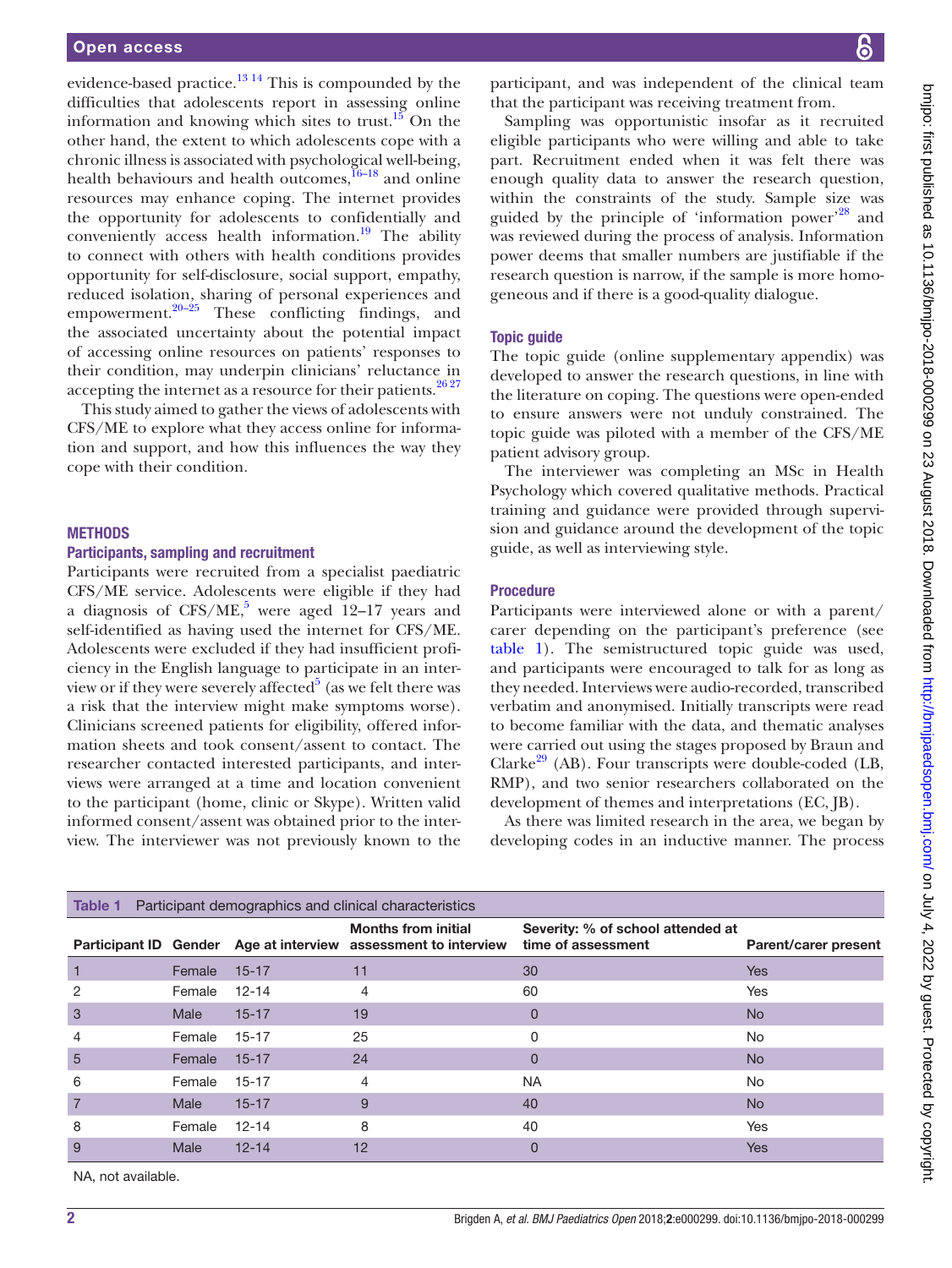evidence-based practice.[13 14] This is compounded by the difficulties that adolescents report in assessing online information and knowing which sites to trust.[15] On the other hand, the extent to which adolescents cope with a chronic illness is associated with psychological well-being, health behaviours and health outcomes,[16–18] and online resources may enhance coping. The internet provides the opportunity for adolescents to confidentially and conveniently access health information.[19] The ability to connect with others with health conditions provides opportunity for self-disclosure, social support, empathy, reduced isolation, sharing of personal experiences and empowerment.[20–25] These conflicting findings, and the associated uncertainty about the potential impact of accessing online resources on patients' responses to their condition, may underpin clinicians' reluctance in accepting the internet as a resource for their patients.[26 27]

This study aimed to gather the views of adolescents with CFS/ME to explore what they access online for information and support, and how this influences the way they cope with their condition.

## METHODS

### Participants, sampling and recruitment

Participants were recruited from a specialist paediatric CFS/ME service. Adolescents were eligible if they had a diagnosis of CFS/ME,[5] were aged 12–17 years and self-identified as having used the internet for CFS/ME. Adolescents were excluded if they had insufficient proficiency in the English language to participate in an interview or if they were severely affected[5] (as we felt there was a risk that the interview might make symptoms worse). Clinicians screened patients for eligibility, offered information sheets and took consent/assent to contact. The researcher contacted interested participants, and interviews were arranged at a time and location convenient to the participant (home, clinic or Skype). Written valid informed consent/assent was obtained prior to the interview. The interviewer was not previously known to the participant, and was independent of the clinical team that the participant was receiving treatment from.

Sampling was opportunistic insofar as it recruited eligible participants who were willing and able to take part. Recruitment ended when it was felt there was enough quality data to answer the research question, within the constraints of the study. Sample size was guided by the principle of 'information power'[28] and was reviewed during the process of analysis. Information power deems that smaller numbers are justifiable if the research question is narrow, if the sample is more homogeneous and if there is a good-quality dialogue.

### Topic guide

The topic guide (online supplementary appendix) was developed to answer the research questions, in line with the literature on coping. The questions were open-ended to ensure answers were not unduly constrained. The topic guide was piloted with a member of the CFS/ME patient advisory group.

The interviewer was completing an MSc in Health Psychology which covered qualitative methods. Practical training and guidance were provided through supervision and guidance around the development of the topic guide, as well as interviewing style.

### Procedure

Participants were interviewed alone or with a parent/carer depending on the participant's preference (see table 1). The semistructured topic guide was used, and participants were encouraged to talk for as long as they needed. Interviews were audio-recorded, transcribed verbatim and anonymised. Initially transcripts were read to become familiar with the data, and thematic analyses were carried out using the stages proposed by Braun and Clarke[29] (AB). Four transcripts were double-coded (LB, RMP), and two senior researchers collaborated on the development of themes and interpretations (EC, JB).

As there was limited research in the area, we began by developing codes in an inductive manner. The process

**Table 1** Participant demographics and clinical characteristics

| Participant ID | Gender | Age at interview | Months from initial assessment to interview | Severity: % of school attended at time of assessment | Parent/carer present |
|---|---|---|---|---|---|
| 1 | Female | 15-17 | 11 | 30 | Yes |
| 2 | Female | 12-14 | 4 | 60 | Yes |
| 3 | Male | 15-17 | 19 | 0 | No |
| 4 | Female | 15-17 | 25 | 0 | No |
| 5 | Female | 15-17 | 24 | 0 | No |
| 6 | Female | 15-17 | 4 | NA | No |
| 7 | Male | 15-17 | 9 | 40 | No |
| 8 | Female | 12-14 | 8 | 40 | Yes |
| 9 | Male | 12-14 | 12 | 0 | Yes |

NA, not available.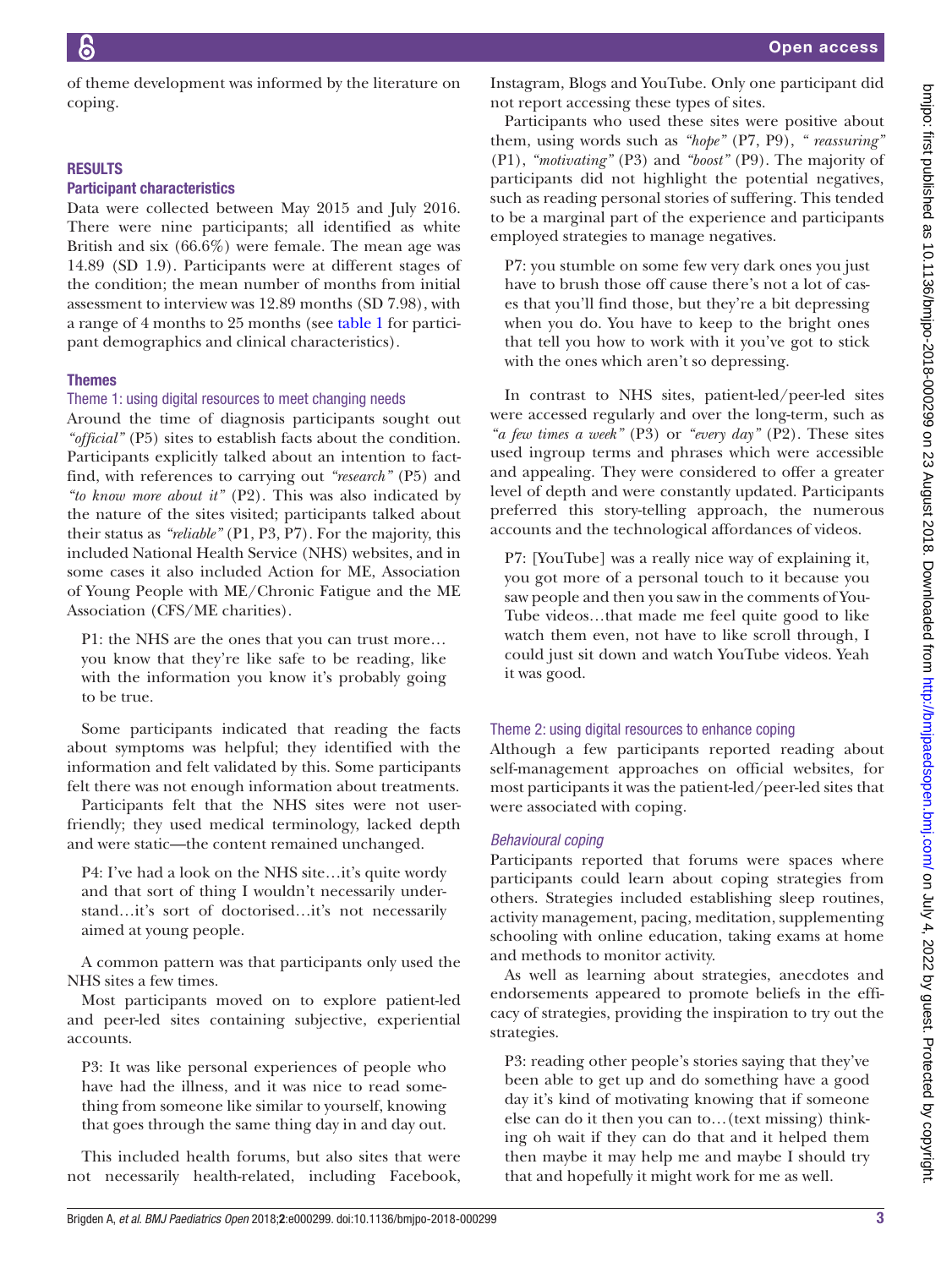of theme development was informed by the literature on coping.

## RESULTS

### Participant characteristics

Data were collected between May 2015 and July 2016. There were nine participants; all identified as white British and six (66.6%) were female. The mean age was 14.89 (SD 1.9). Participants were at different stages of the condition; the mean number of months from initial assessment to interview was 12.89 months (SD 7.98), with a range of 4 months to 25 months (see table 1 for participant demographics and clinical characteristics).

### Themes

#### Theme 1: using digital resources to meet changing needs

Around the time of diagnosis participants sought out *"official"* (P5) sites to establish facts about the condition. Participants explicitly talked about an intention to fact-find, with references to carrying out *"research"* (P5) and *"to know more about it"* (P2). This was also indicated by the nature of the sites visited; participants talked about their status as *"reliable"* (P1, P3, P7). For the majority, this included National Health Service (NHS) websites, and in some cases it also included Action for ME, Association of Young People with ME/Chronic Fatigue and the ME Association (CFS/ME charities).

> P1: the NHS are the ones that you can trust more… you know that they're like safe to be reading, like with the information you know it's probably going to be true.

Some participants indicated that reading the facts about symptoms was helpful; they identified with the information and felt validated by this. Some participants felt there was not enough information about treatments.

Participants felt that the NHS sites were not user-friendly; they used medical terminology, lacked depth and were static—the content remained unchanged.

> P4: I've had a look on the NHS site…it's quite wordy and that sort of thing I wouldn't necessarily understand…it's sort of doctorised…it's not necessarily aimed at young people.

A common pattern was that participants only used the NHS sites a few times.

Most participants moved on to explore patient-led and peer-led sites containing subjective, experiential accounts.

> P3: It was like personal experiences of people who have had the illness, and it was nice to read something from someone like similar to yourself, knowing that goes through the same thing day in and day out.

This included health forums, but also sites that were not necessarily health-related, including Facebook, Instagram, Blogs and YouTube. Only one participant did not report accessing these types of sites.

Participants who used these sites were positive about them, using words such as *"hope"* (P7, P9), *" reassuring"* (P1), *"motivating"* (P3) and *"boost"* (P9). The majority of participants did not highlight the potential negatives, such as reading personal stories of suffering. This tended to be a marginal part of the experience and participants employed strategies to manage negatives.

> P7: you stumble on some few very dark ones you just have to brush those off cause there's not a lot of cases that you'll find those, but they're a bit depressing when you do. You have to keep to the bright ones that tell you how to work with it you've got to stick with the ones which aren't so depressing.

In contrast to NHS sites, patient-led/peer-led sites were accessed regularly and over the long-term, such as *"a few times a week"* (P3) or *"every day"* (P2). These sites used ingroup terms and phrases which were accessible and appealing. They were considered to offer a greater level of depth and were constantly updated. Participants preferred this story-telling approach, the numerous accounts and the technological affordances of videos.

> P7: [YouTube] was a really nice way of explaining it, you got more of a personal touch to it because you saw people and then you saw in the comments of YouTube videos…that made me feel quite good to like watch them even, not have to like scroll through, I could just sit down and watch YouTube videos. Yeah it was good.

#### Theme 2: using digital resources to enhance coping

Although a few participants reported reading about self-management approaches on official websites, for most participants it was the patient-led/peer-led sites that were associated with coping.

##### *Behavioural coping*

Participants reported that forums were spaces where participants could learn about coping strategies from others. Strategies included establishing sleep routines, activity management, pacing, meditation, supplementing schooling with online education, taking exams at home and methods to monitor activity.

As well as learning about strategies, anecdotes and endorsements appeared to promote beliefs in the efficacy of strategies, providing the inspiration to try out the strategies.

> P3: reading other people's stories saying that they've been able to get up and do something have a good day it's kind of motivating knowing that if someone else can do it then you can to…(text missing) thinking oh wait if they can do that and it helped them then maybe it may help me and maybe I should try that and hopefully it might work for me as well.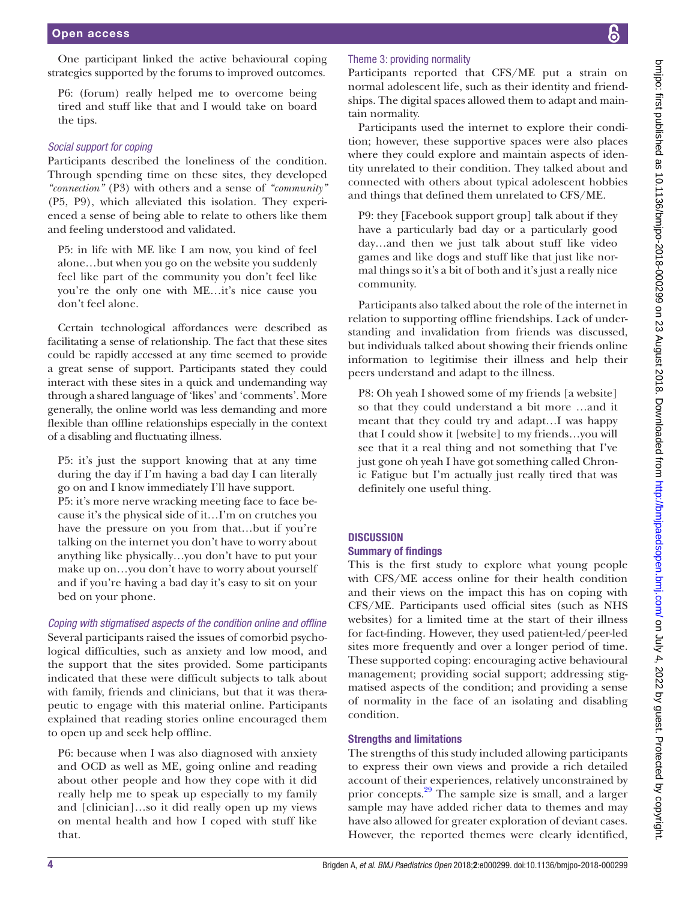One participant linked the active behavioural coping strategies supported by the forums to improved outcomes.

> P6: (forum) really helped me to overcome being tired and stuff like that and I would take on board the tips.

### *Social support for coping*

Participants described the loneliness of the condition. Through spending time on these sites, they developed *"connection"* (P3) with others and a sense of *"community"* (P5, P9), which alleviated this isolation. They experienced a sense of being able to relate to others like them and feeling understood and validated.

> P5: in life with ME like I am now, you kind of feel alone…but when you go on the website you suddenly feel like part of the community you don't feel like you're the only one with ME…it's nice cause you don't feel alone.

Certain technological affordances were described as facilitating a sense of relationship. The fact that these sites could be rapidly accessed at any time seemed to provide a great sense of support. Participants stated they could interact with these sites in a quick and undemanding way through a shared language of 'likes' and 'comments'. More generally, the online world was less demanding and more flexible than offline relationships especially in the context of a disabling and fluctuating illness.

> P5: it's just the support knowing that at any time during the day if I'm having a bad day I can literally go on and I know immediately I'll have support.
> P5: it's more nerve wracking meeting face to face because it's the physical side of it…I'm on crutches you have the pressure on you from that…but if you're talking on the internet you don't have to worry about anything like physically…you don't have to put your make up on…you don't have to worry about yourself and if you're having a bad day it's easy to sit on your bed on your phone.

### *Coping with stigmatised aspects of the condition online and offline*

Several participants raised the issues of comorbid psychological difficulties, such as anxiety and low mood, and the support that the sites provided. Some participants indicated that these were difficult subjects to talk about with family, friends and clinicians, but that it was therapeutic to engage with this material online. Participants explained that reading stories online encouraged them to open up and seek help offline.

> P6: because when I was also diagnosed with anxiety and OCD as well as ME, going online and reading about other people and how they cope with it did really help me to speak up especially to my family and [clinician]…so it did really open up my views on mental health and how I coped with stuff like that.

### Theme 3: providing normality

Participants reported that CFS/ME put a strain on normal adolescent life, such as their identity and friendships. The digital spaces allowed them to adapt and maintain normality.

Participants used the internet to explore their condition; however, these supportive spaces were also places where they could explore and maintain aspects of identity unrelated to their condition. They talked about and connected with others about typical adolescent hobbies and things that defined them unrelated to CFS/ME.

> P9: they [Facebook support group] talk about if they have a particularly bad day or a particularly good day…and then we just talk about stuff like video games and like dogs and stuff like that just like normal things so it's a bit of both and it's just a really nice community.

Participants also talked about the role of the internet in relation to supporting offline friendships. Lack of understanding and invalidation from friends was discussed, but individuals talked about showing their friends online information to legitimise their illness and help their peers understand and adapt to the illness.

> P8: Oh yeah I showed some of my friends [a website] so that they could understand a bit more …and it meant that they could try and adapt…I was happy that I could show it [website] to my friends…you will see that it a real thing and not something that I've just gone oh yeah I have got something called Chronic Fatigue but I'm actually just really tired that was definitely one useful thing.

## DISCUSSION

### Summary of findings

This is the first study to explore what young people with CFS/ME access online for their health condition and their views on the impact this has on coping with CFS/ME. Participants used official sites (such as NHS websites) for a limited time at the start of their illness for fact-finding. However, they used patient-led/peer-led sites more frequently and over a longer period of time. These supported coping: encouraging active behavioural management; providing social support; addressing stigmatised aspects of the condition; and providing a sense of normality in the face of an isolating and disabling condition.

### Strengths and limitations

The strengths of this study included allowing participants to express their own views and provide a rich detailed account of their experiences, relatively unconstrained by prior concepts.[29] The sample size is small, and a larger sample may have added richer data to themes and may have also allowed for greater exploration of deviant cases. However, the reported themes were clearly identified,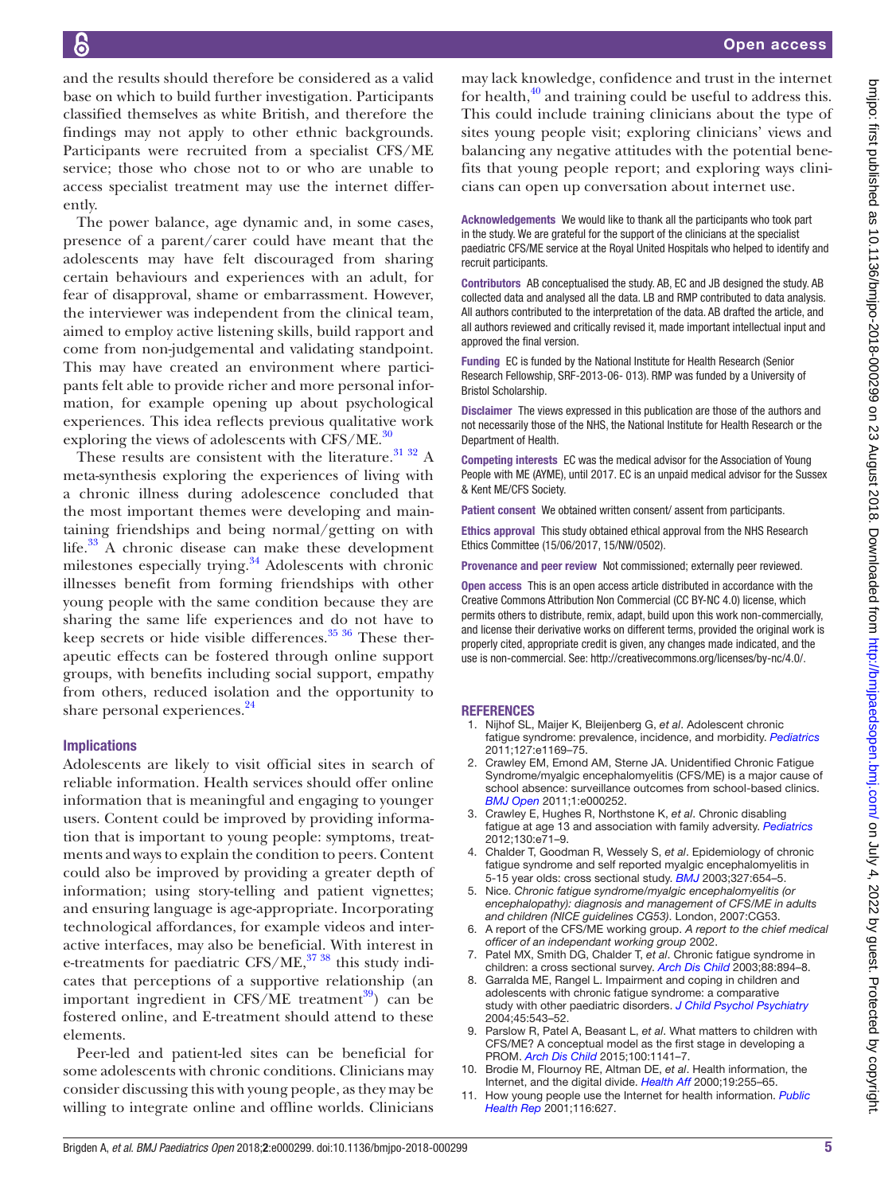and the results should therefore be considered as a valid base on which to build further investigation. Participants classified themselves as white British, and therefore the findings may not apply to other ethnic backgrounds. Participants were recruited from a specialist CFS/ME service; those who chose not to or who are unable to access specialist treatment may use the internet differently.

The power balance, age dynamic and, in some cases, presence of a parent/carer could have meant that the adolescents may have felt discouraged from sharing certain behaviours and experiences with an adult, for fear of disapproval, shame or embarrassment. However, the interviewer was independent from the clinical team, aimed to employ active listening skills, build rapport and come from non-judgemental and validating standpoint. This may have created an environment where participants felt able to provide richer and more personal information, for example opening up about psychological experiences. This idea reflects previous qualitative work exploring the views of adolescents with CFS/ME.[30]

These results are consistent with the literature.[31 32] A meta-synthesis exploring the experiences of living with a chronic illness during adolescence concluded that the most important themes were developing and maintaining friendships and being normal/getting on with life.[33] A chronic disease can make these development milestones especially trying.[34] Adolescents with chronic illnesses benefit from forming friendships with other young people with the same condition because they are sharing the same life experiences and do not have to keep secrets or hide visible differences.[35 36] These therapeutic effects can be fostered through online support groups, with benefits including social support, empathy from others, reduced isolation and the opportunity to share personal experiences.[24]

## Implications

Adolescents are likely to visit official sites in search of reliable information. Health services should offer online information that is meaningful and engaging to younger users. Content could be improved by providing information that is important to young people: symptoms, treatments and ways to explain the condition to peers. Content could also be improved by providing a greater depth of information; using story-telling and patient vignettes; and ensuring language is age-appropriate. Incorporating technological affordances, for example videos and interactive interfaces, may also be beneficial. With interest in e-treatments for paediatric CFS/ME,[37 38] this study indicates that perceptions of a supportive relationship (an important ingredient in CFS/ME treatment[39]) can be fostered online, and E-treatment should attend to these elements.

Peer-led and patient-led sites can be beneficial for some adolescents with chronic conditions. Clinicians may consider discussing this with young people, as they may be willing to integrate online and offline worlds. Clinicians may lack knowledge, confidence and trust in the internet for health,[40] and training could be useful to address this. This could include training clinicians about the type of sites young people visit; exploring clinicians' views and balancing any negative attitudes with the potential benefits that young people report; and exploring ways clinicians can open up conversation about internet use.

**Acknowledgements** We would like to thank all the participants who took part in the study. We are grateful for the support of the clinicians at the specialist paediatric CFS/ME service at the Royal United Hospitals who helped to identify and recruit participants.

**Contributors** AB conceptualised the study. AB, EC and JB designed the study. AB collected data and analysed all the data. LB and RMP contributed to data analysis. All authors contributed to the interpretation of the data. AB drafted the article, and all authors reviewed and critically revised it, made important intellectual input and approved the final version.

**Funding** EC is funded by the National Institute for Health Research (Senior Research Fellowship, SRF-2013-06- 013). RMP was funded by a University of Bristol Scholarship.

**Disclaimer** The views expressed in this publication are those of the authors and not necessarily those of the NHS, the National Institute for Health Research or the Department of Health.

**Competing interests** EC was the medical advisor for the Association of Young People with ME (AYME), until 2017. EC is an unpaid medical advisor for the Sussex & Kent ME/CFS Society.

**Patient consent** We obtained written consent/ assent from participants.

**Ethics approval** This study obtained ethical approval from the NHS Research Ethics Committee (15/06/2017, 15/NW/0502).

**Provenance and peer review** Not commissioned; externally peer reviewed.

**Open access** This is an open access article distributed in accordance with the Creative Commons Attribution Non Commercial (CC BY-NC 4.0) license, which permits others to distribute, remix, adapt, build upon this work non-commercially, and license their derivative works on different terms, provided the original work is properly cited, appropriate credit is given, any changes made indicated, and the use is non-commercial. See: http://creativecommons.org/licenses/by-nc/4.0/.

## REFERENCES

1. Nijhof SL, Maijer K, Bleijenberg G, *et al*. Adolescent chronic fatigue syndrome: prevalence, incidence, and morbidity. *Pediatrics* 2011;127:e1169–75.
2. Crawley EM, Emond AM, Sterne JA. Unidentified Chronic Fatigue Syndrome/myalgic encephalomyelitis (CFS/ME) is a major cause of school absence: surveillance outcomes from school-based clinics. *BMJ Open* 2011;1:e000252.
3. Crawley E, Hughes R, Northstone K, *et al*. Chronic disabling fatigue at age 13 and association with family adversity. *Pediatrics* 2012;130:e71–9.
4. Chalder T, Goodman R, Wessely S, *et al*. Epidemiology of chronic fatigue syndrome and self reported myalgic encephalomyelitis in 5-15 year olds: cross sectional study. *BMJ* 2003;327:654–5.
5. Nice. *Chronic fatigue syndrome/myalgic encephalomyelitis (or encephalopathy): diagnosis and management of CFS/ME in adults and children (NICE guidelines CG53)*. London, 2007:CG53.
6. A report of the CFS/ME working group. *A report to the chief medical officer of an independant working group* 2002.
7. Patel MX, Smith DG, Chalder T, *et al*. Chronic fatigue syndrome in children: a cross sectional survey. *Arch Dis Child* 2003;88:894–8.
8. Garralda ME, Rangel L. Impairment and coping in children and adolescents with chronic fatigue syndrome: a comparative study with other paediatric disorders. *J Child Psychol Psychiatry* 2004;45:543–52.
9. Parslow R, Patel A, Beasant L, *et al*. What matters to children with CFS/ME? A conceptual model as the first stage in developing a PROM. *Arch Dis Child* 2015;100:1141–7.
10. Brodie M, Flournoy RE, Altman DE, *et al*. Health information, the Internet, and the digital divide. *Health Aff* 2000;19:255–65.
11. How young people use the Internet for health information. *Public Health Rep* 2001;116:627.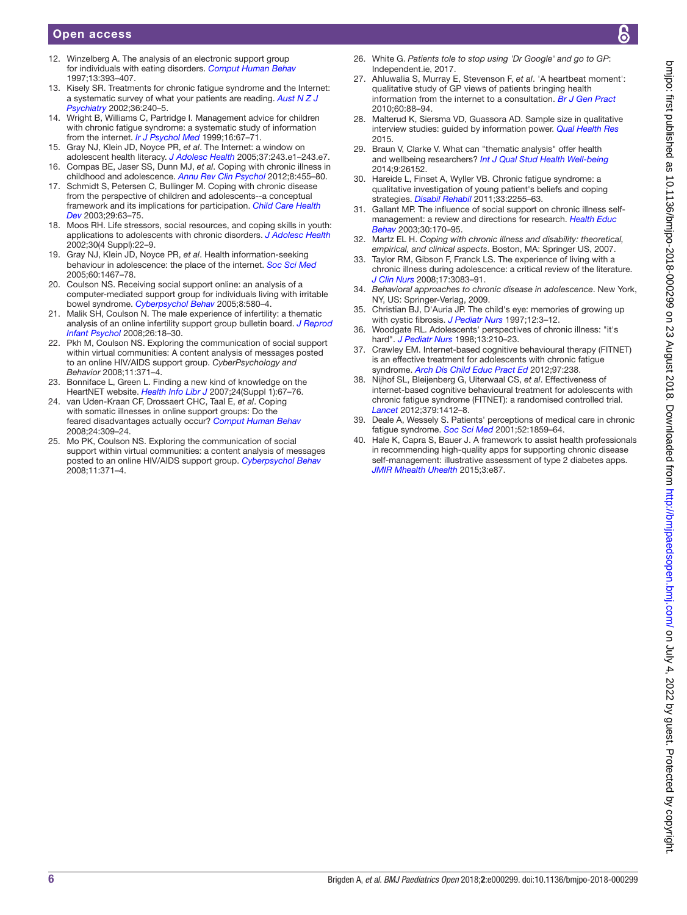12. Winzelberg A. The analysis of an electronic support group for individuals with eating disorders. *Comput Human Behav* 1997;13:393–407.
13. Kisely SR. Treatments for chronic fatigue syndrome and the Internet: a systematic survey of what your patients are reading. *Aust N Z J Psychiatry* 2002;36:240–5.
14. Wright B, Williams C, Partridge I. Management advice for children with chronic fatigue syndrome: a systematic study of information from the internet. *Ir J Psychol Med* 1999;16:67–71.
15. Gray NJ, Klein JD, Noyce PR, *et al*. The Internet: a window on adolescent health literacy. *J Adolesc Health* 2005;37:243.e1–243.e7.
16. Compas BE, Jaser SS, Dunn MJ, *et al*. Coping with chronic illness in childhood and adolescence. *Annu Rev Clin Psychol* 2012;8:455–80.
17. Schmidt S, Petersen C, Bullinger M. Coping with chronic disease from the perspective of children and adolescents--a conceptual framework and its implications for participation. *Child Care Health Dev* 2003;29:63–75.
18. Moos RH. Life stressors, social resources, and coping skills in youth: applications to adolescents with chronic disorders. *J Adolesc Health* 2002;30(4 Suppl):22–9.
19. Gray NJ, Klein JD, Noyce PR, *et al*. Health information-seeking behaviour in adolescence: the place of the internet. *Soc Sci Med* 2005;60:1467–78.
20. Coulson NS. Receiving social support online: an analysis of a computer-mediated support group for individuals living with irritable bowel syndrome. *Cyberpsychol Behav* 2005;8:580–4.
21. Malik SH, Coulson N. The male experience of infertility: a thematic analysis of an online infertility support group bulletin board. *J Reprod Infant Psychol* 2008;26:18–30.
22. Pkh M, Coulson NS. Exploring the communication of social support within virtual communities: A content analysis of messages posted to an online HIV/AIDS support group. *CyberPsychology and Behavior* 2008;11:371–4.
23. Bonniface L, Green L. Finding a new kind of knowledge on the HeartNET website. *Health Info Libr J* 2007;24(Suppl 1):67–76.
24. van Uden-Kraan CF, Drossaert CHC, Taal E, *et al*. Coping with somatic illnesses in online support groups: Do the feared disadvantages actually occur? *Comput Human Behav* 2008;24:309–24.
25. Mo PK, Coulson NS. Exploring the communication of social support within virtual communities: a content analysis of messages posted to an online HIV/AIDS support group. *Cyberpsychol Behav* 2008;11:371–4.
26. White G. *Patients tole to stop using 'Dr Google' and go to GP*: Independent.ie, 2017.
27. Ahluwalia S, Murray E, Stevenson F, *et al*. 'A heartbeat moment': qualitative study of GP views of patients bringing health information from the internet to a consultation. *Br J Gen Pract* 2010;60:88–94.
28. Malterud K, Siersma VD, Guassora AD. Sample size in qualitative interview studies: guided by information power. *Qual Health Res* 2015.
29. Braun V, Clarke V. What can "thematic analysis" offer health and wellbeing researchers? *Int J Qual Stud Health Well-being* 2014;9:26152.
30. Hareide L, Finset A, Wyller VB. Chronic fatigue syndrome: a qualitative investigation of young patient's beliefs and coping strategies. *Disabil Rehabil* 2011;33:2255–63.
31. Gallant MP. The influence of social support on chronic illness self-management: a review and directions for research. *Health Educ Behav* 2003;30:170–95.
32. Martz EL H. *Coping with chronic illness and disability: theoretical, empirical, and clinical aspects*. Boston, MA: Springer US, 2007.
33. Taylor RM, Gibson F, Franck LS. The experience of living with a chronic illness during adolescence: a critical review of the literature. *J Clin Nurs* 2008;17:3083–91.
34. *Behavioral approaches to chronic disease in adolescence*. New York, NY, US: Springer-Verlag, 2009.
35. Christian BJ, D'Auria JP. The child's eye: memories of growing up with cystic fibrosis. *J Pediatr Nurs* 1997;12:3–12.
36. Woodgate RL. Adolescents' perspectives of chronic illness: "it's hard". *J Pediatr Nurs* 1998;13:210–23.
37. Crawley EM. Internet-based cognitive behavioural therapy (FITNET) is an effective treatment for adolescents with chronic fatigue syndrome. *Arch Dis Child Educ Pract Ed* 2012;97:238.
38. Nijhof SL, Bleijenberg G, Uiterwaal CS, *et al*. Effectiveness of internet-based cognitive behavioural treatment for adolescents with chronic fatigue syndrome (FITNET): a randomised controlled trial. *Lancet* 2012;379:1412–8.
39. Deale A, Wessely S. Patients' perceptions of medical care in chronic fatigue syndrome. *Soc Sci Med* 2001;52:1859–64.
40. Hale K, Capra S, Bauer J. A framework to assist health professionals in recommending high-quality apps for supporting chronic disease self-management: illustrative assessment of type 2 diabetes apps. *JMIR Mhealth Uhealth* 2015;3:e87.